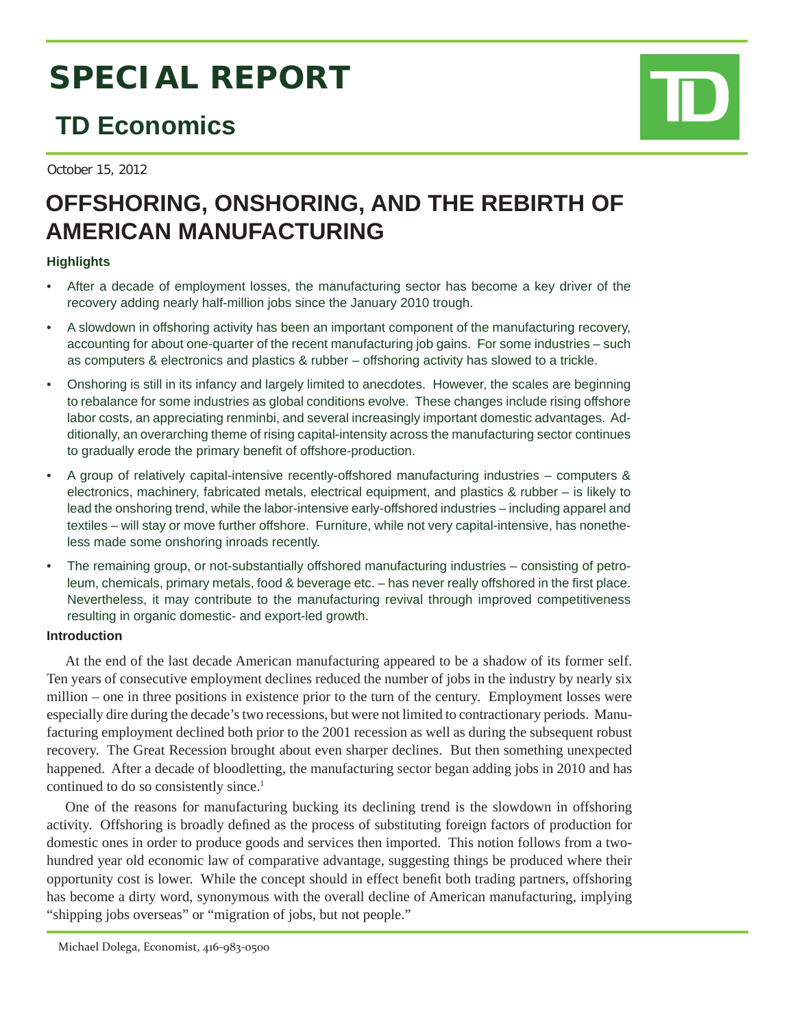# SPECIAL REPORT

## TD Economics

October 15, 2012

# OFFSHORING, ONSHORING, AND THE REBIRTH OF AMERICAN MANUFACTURING

### Highlights

- After a decade of employment losses, the manufacturing sector has become a key driver of the recovery adding nearly half-million jobs since the January 2010 trough.
- A slowdown in offshoring activity has been an important component of the manufacturing recovery, accounting for about one-quarter of the recent manufacturing job gains. For some industries – such as computers & electronics and plastics & rubber – offshoring activity has slowed to a trickle.
- Onshoring is still in its infancy and largely limited to anecdotes. However, the scales are beginning to rebalance for some industries as global conditions evolve. These changes include rising offshore labor costs, an appreciating renminbi, and several increasingly important domestic advantages. Additionally, an overarching theme of rising capital-intensity across the manufacturing sector continues to gradually erode the primary benefit of offshore-production.
- A group of relatively capital-intensive recently-offshored manufacturing industries – computers & electronics, machinery, fabricated metals, electrical equipment, and plastics & rubber – is likely to lead the onshoring trend, while the labor-intensive early-offshored industries – including apparel and textiles – will stay or move further offshore. Furniture, while not very capital-intensive, has nonetheless made some onshoring inroads recently.
- The remaining group, or not-substantially offshored manufacturing industries – consisting of petroleum, chemicals, primary metals, food & beverage etc. – has never really offshored in the first place. Nevertheless, it may contribute to the manufacturing revival through improved competitiveness resulting in organic domestic- and export-led growth.

### Introduction

At the end of the last decade American manufacturing appeared to be a shadow of its former self. Ten years of consecutive employment declines reduced the number of jobs in the industry by nearly six million – one in three positions in existence prior to the turn of the century. Employment losses were especially dire during the decade's two recessions, but were not limited to contractionary periods. Manufacturing employment declined both prior to the 2001 recession as well as during the subsequent robust recovery. The Great Recession brought about even sharper declines. But then something unexpected happened. After a decade of bloodletting, the manufacturing sector began adding jobs in 2010 and has continued to do so consistently since.[1]

One of the reasons for manufacturing bucking its declining trend is the slowdown in offshoring activity. Offshoring is broadly defined as the process of substituting foreign factors of production for domestic ones in order to produce goods and services then imported. This notion follows from a two-hundred year old economic law of comparative advantage, suggesting things be produced where their opportunity cost is lower. While the concept should in effect benefit both trading partners, offshoring has become a dirty word, synonymous with the overall decline of American manufacturing, implying "shipping jobs overseas" or "migration of jobs, but not people."

Michael Dolega, Economist, 416-983-0500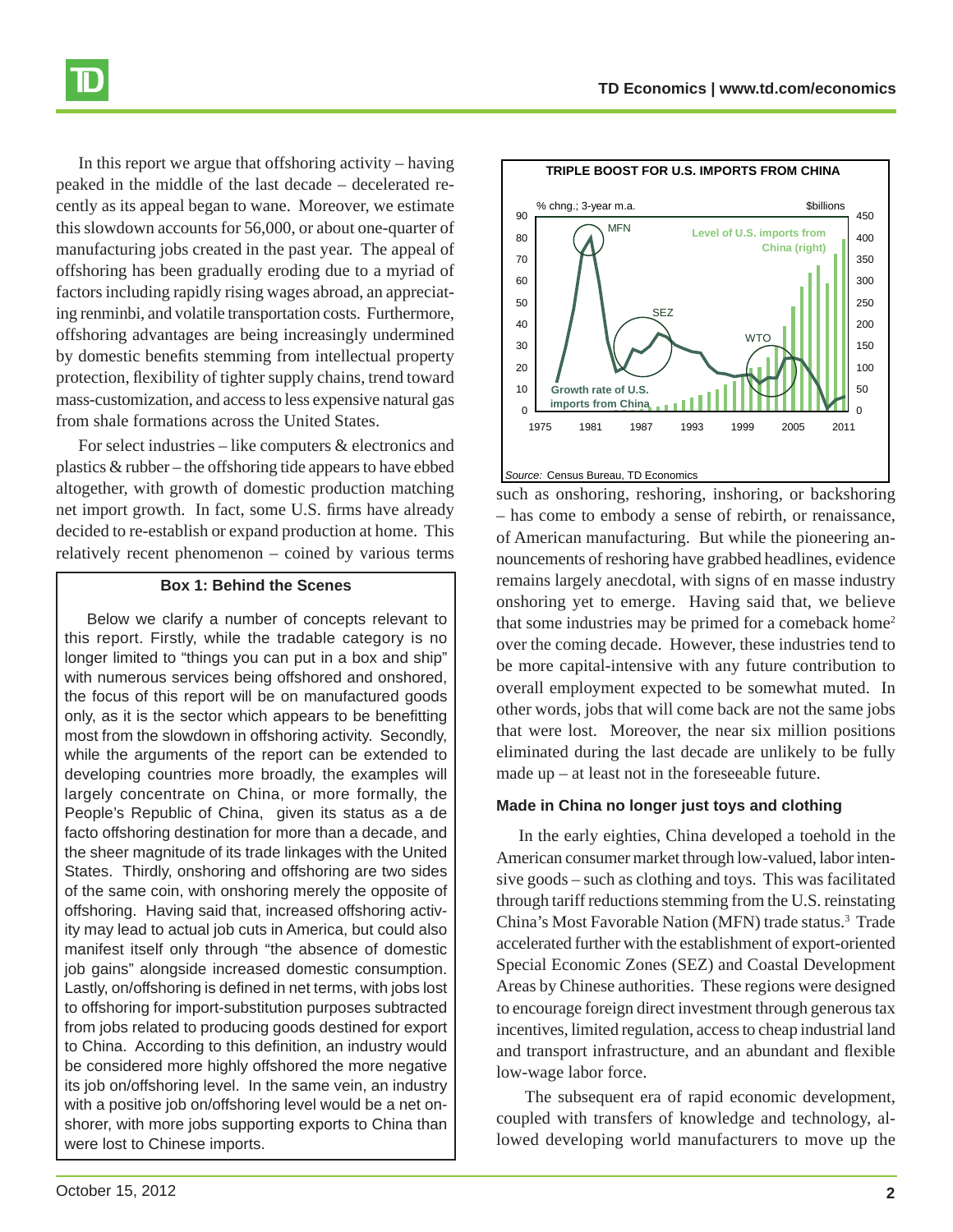In this report we argue that offshoring activity – having peaked in the middle of the last decade – decelerated recently as its appeal began to wane. Moreover, we estimate this slowdown accounts for 56,000, or about one-quarter of manufacturing jobs created in the past year. The appeal of offshoring has been gradually eroding due to a myriad of factors including rapidly rising wages abroad, an appreciating renminbi, and volatile transportation costs. Furthermore, offshoring advantages are being increasingly undermined by domestic benefits stemming from intellectual property protection, flexibility of tighter supply chains, trend toward mass-customization, and access to less expensive natural gas from shale formations across the United States.

For select industries – like computers & electronics and plastics & rubber – the offshoring tide appears to have ebbed altogether, with growth of domestic production matching net import growth. In fact, some U.S. firms have already decided to re-establish or expand production at home. This relatively recent phenomenon – coined by various terms such as onshoring, reshoring, inshoring, or backshoring – has come to embody a sense of rebirth, or renaissance, of American manufacturing. But while the pioneering announcements of reshoring have grabbed headlines, evidence remains largely anecdotal, with signs of en masse industry onshoring yet to emerge. Having said that, we believe that some industries may be primed for a comeback home[2] over the coming decade. However, these industries tend to be more capital-intensive with any future contribution to overall employment expected to be somewhat muted. In other words, jobs that will come back are not the same jobs that were lost. Moreover, the near six million positions eliminated during the last decade are unlikely to be fully made up – at least not in the foreseeable future.

**Box 1: Behind the Scenes**

Below we clarify a number of concepts relevant to this report. Firstly, while the tradable category is no longer limited to "things you can put in a box and ship" with numerous services being offshored and onshored, the focus of this report will be on manufactured goods only, as it is the sector which appears to be benefitting most from the slowdown in offshoring activity. Secondly, while the arguments of the report can be extended to developing countries more broadly, the examples will largely concentrate on China, or more formally, the People's Republic of China, given its status as a de facto offshoring destination for more than a decade, and the sheer magnitude of its trade linkages with the United States. Thirdly, onshoring and offshoring are two sides of the same coin, with onshoring merely the opposite of offshoring. Having said that, increased offshoring activity may lead to actual job cuts in America, but could also manifest itself only through "the absence of domestic job gains" alongside increased domestic consumption. Lastly, on/offshoring is defined in net terms, with jobs lost to offshoring for import-substitution purposes subtracted from jobs related to producing goods destined for export to China. According to this definition, an industry would be considered more highly offshored the more negative its job on/offshoring level. In the same vein, an industry with a positive job on/offshoring level would be a net onshorer, with more jobs supporting exports to China than were lost to Chinese imports.

**TRIPLE BOOST FOR U.S. IMPORTS FROM CHINA**

*Source:* Census Bureau, TD Economics

### Made in China no longer just toys and clothing

In the early eighties, China developed a toehold in the American consumer market through low-valued, labor intensive goods – such as clothing and toys. This was facilitated through tariff reductions stemming from the U.S. reinstating China's Most Favorable Nation (MFN) trade status.[3] Trade accelerated further with the establishment of export-oriented Special Economic Zones (SEZ) and Coastal Development Areas by Chinese authorities. These regions were designed to encourage foreign direct investment through generous tax incentives, limited regulation, access to cheap industrial land and transport infrastructure, and an abundant and flexible low-wage labor force.

The subsequent era of rapid economic development, coupled with transfers of knowledge and technology, allowed developing world manufacturers to move up the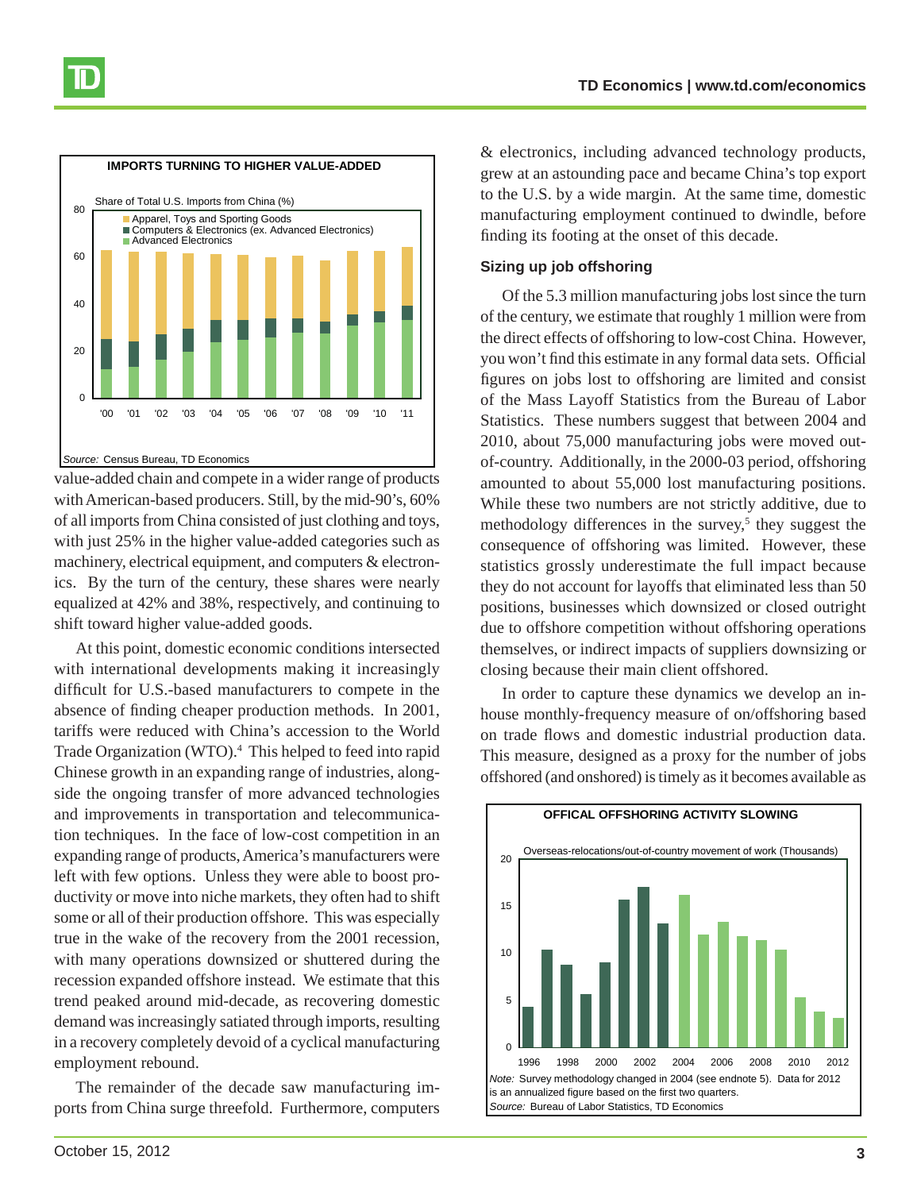**IMPORTS TURNING TO HIGHER VALUE-ADDED**

Share of Total U.S. Imports from China (%)

- Apparel, Toys and Sporting Goods
- Computers & Electronics (ex. Advanced Electronics)
- Advanced Electronics

*Source:* Census Bureau, TD Economics

value-added chain and compete in a wider range of products with American-based producers. Still, by the mid-90's, 60% of all imports from China consisted of just clothing and toys, with just 25% in the higher value-added categories such as machinery, electrical equipment, and computers & electronics. By the turn of the century, these shares were nearly equalized at 42% and 38%, respectively, and continuing to shift toward higher value-added goods.

At this point, domestic economic conditions intersected with international developments making it increasingly difficult for U.S.-based manufacturers to compete in the absence of finding cheaper production methods. In 2001, tariffs were reduced with China's accession to the World Trade Organization (WTO).[4] This helped to feed into rapid Chinese growth in an expanding range of industries, alongside the ongoing transfer of more advanced technologies and improvements in transportation and telecommunication techniques. In the face of low-cost competition in an expanding range of products, America's manufacturers were left with few options. Unless they were able to boost productivity or move into niche markets, they often had to shift some or all of their production offshore. This was especially true in the wake of the recovery from the 2001 recession, with many operations downsized or shuttered during the recession expanded offshore instead. We estimate that this trend peaked around mid-decade, as recovering domestic demand was increasingly satiated through imports, resulting in a recovery completely devoid of a cyclical manufacturing employment rebound.

The remainder of the decade saw manufacturing imports from China surge threefold. Furthermore, computers & electronics, including advanced technology products, grew at an astounding pace and became China's top export to the U.S. by a wide margin. At the same time, domestic manufacturing employment continued to dwindle, before finding its footing at the onset of this decade.

### Sizing up job offshoring

Of the 5.3 million manufacturing jobs lost since the turn of the century, we estimate that roughly 1 million were from the direct effects of offshoring to low-cost China. However, you won't find this estimate in any formal data sets. Official figures on jobs lost to offshoring are limited and consist of the Mass Layoff Statistics from the Bureau of Labor Statistics. These numbers suggest that between 2004 and 2010, about 75,000 manufacturing jobs were moved out-of-country. Additionally, in the 2000-03 period, offshoring amounted to about 55,000 lost manufacturing positions. While these two numbers are not strictly additive, due to methodology differences in the survey,[5] they suggest the consequence of offshoring was limited. However, these statistics grossly underestimate the full impact because they do not account for layoffs that eliminated less than 50 positions, businesses which downsized or closed outright due to offshore competition without offshoring operations themselves, or indirect impacts of suppliers downsizing or closing because their main client offshored.

In order to capture these dynamics we develop an in-house monthly-frequency measure of on/offshoring based on trade flows and domestic industrial production data. This measure, designed as a proxy for the number of jobs offshored (and onshored) is timely as it becomes available as

**OFFICAL OFFSHORING ACTIVITY SLOWING**

Overseas-relocations/out-of-country movement of work (Thousands)

*Note:* Survey methodology changed in 2004 (see endnote 5). Data for 2012 is an annualized figure based on the first two quarters.
*Source:* Bureau of Labor Statistics, TD Economics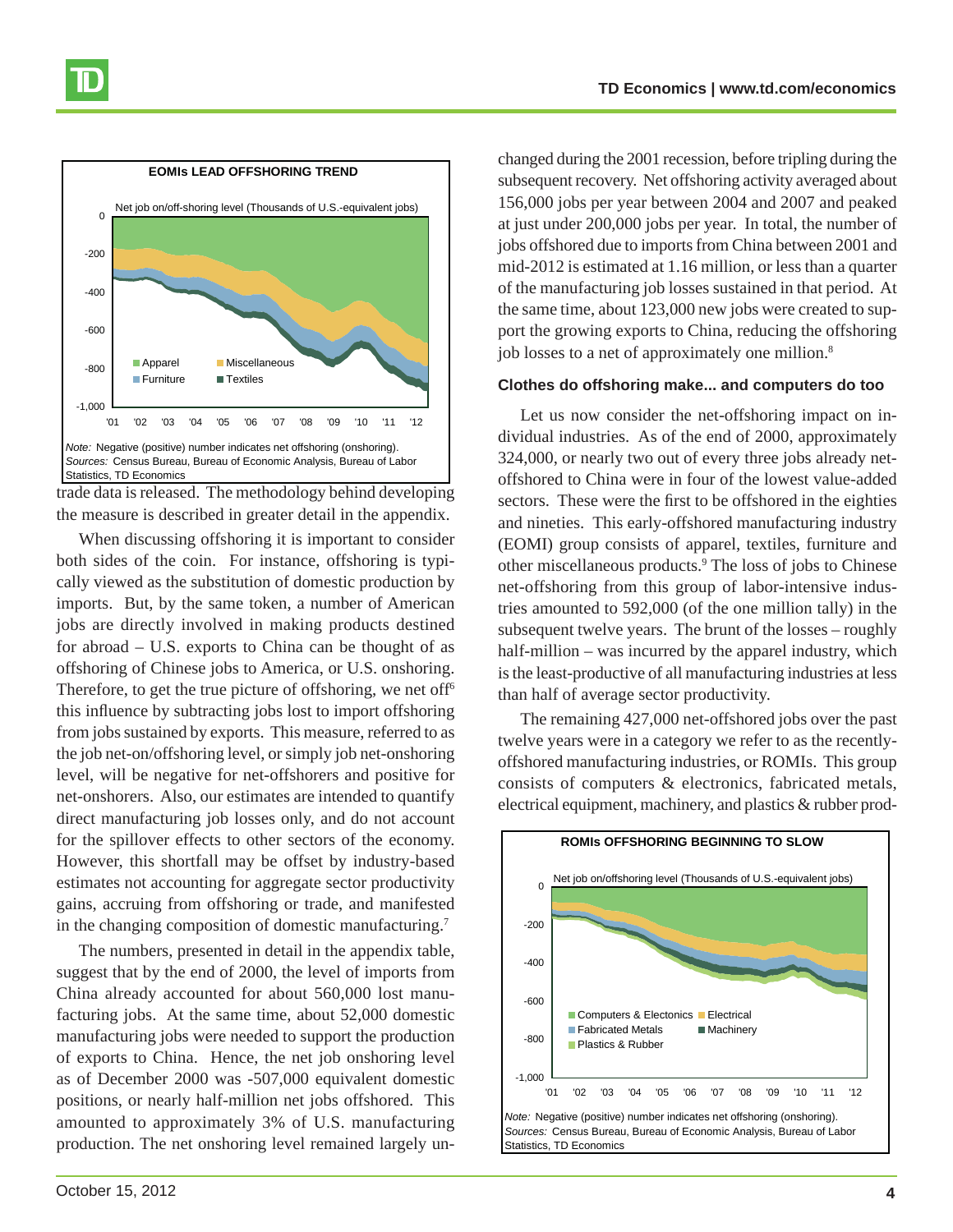**EOMIs LEAD OFFSHORING TREND**

Net job on/off-shoring level (Thousands of U.S.-equivalent jobs)

*Note:* Negative (positive) number indicates net offshoring (onshoring).
*Sources:* Census Bureau, Bureau of Economic Analysis, Bureau of Labor Statistics, TD Economics

trade data is released. The methodology behind developing the measure is described in greater detail in the appendix.

When discussing offshoring it is important to consider both sides of the coin. For instance, offshoring is typically viewed as the substitution of domestic production by imports. But, by the same token, a number of American jobs are directly involved in making products destined for abroad – U.S. exports to China can be thought of as offshoring of Chinese jobs to America, or U.S. onshoring. Therefore, to get the true picture of offshoring, we net off[6] this influence by subtracting jobs lost to import offshoring from jobs sustained by exports. This measure, referred to as the job net-on/offshoring level, or simply job net-onshoring level, will be negative for net-offshorers and positive for net-onshorers. Also, our estimates are intended to quantify direct manufacturing job losses only, and do not account for the spillover effects to other sectors of the economy. However, this shortfall may be offset by industry-based estimates not accounting for aggregate sector productivity gains, accruing from offshoring or trade, and manifested in the changing composition of domestic manufacturing.[7]

The numbers, presented in detail in the appendix table, suggest that by the end of 2000, the level of imports from China already accounted for about 560,000 lost manufacturing jobs. At the same time, about 52,000 domestic manufacturing jobs were needed to support the production of exports to China. Hence, the net job onshoring level as of December 2000 was -507,000 equivalent domestic positions, or nearly half-million net jobs offshored. This amounted to approximately 3% of U.S. manufacturing production. The net onshoring level remained largely unchanged during the 2001 recession, before tripling during the subsequent recovery. Net offshoring activity averaged about 156,000 jobs per year between 2004 and 2007 and peaked at just under 200,000 jobs per year. In total, the number of jobs offshored due to imports from China between 2001 and mid-2012 is estimated at 1.16 million, or less than a quarter of the manufacturing job losses sustained in that period. At the same time, about 123,000 new jobs were created to support the growing exports to China, reducing the offshoring job losses to a net of approximately one million.[8]

### Clothes do offshoring make... and computers do too

Let us now consider the net-offshoring impact on individual industries. As of the end of 2000, approximately 324,000, or nearly two out of every three jobs already net-offshored to China were in four of the lowest value-added sectors. These were the first to be offshored in the eighties and nineties. This early-offshored manufacturing industry (EOMI) group consists of apparel, textiles, furniture and other miscellaneous products.[9] The loss of jobs to Chinese net-offshoring from this group of labor-intensive industries amounted to 592,000 (of the one million tally) in the subsequent twelve years. The brunt of the losses – roughly half-million – was incurred by the apparel industry, which is the least-productive of all manufacturing industries at less than half of average sector productivity.

The remaining 427,000 net-offshored jobs over the past twelve years were in a category we refer to as the recently-offshored manufacturing industries, or ROMIs. This group consists of computers & electronics, fabricated metals, electrical equipment, machinery, and plastics & rubber prod-

**ROMIs OFFSHORING BEGINNING TO SLOW**

Net job on/offshoring level (Thousands of U.S.-equivalent jobs)

*Note:* Negative (positive) number indicates net offshoring (onshoring).
*Sources:* Census Bureau, Bureau of Economic Analysis, Bureau of Labor Statistics, TD Economics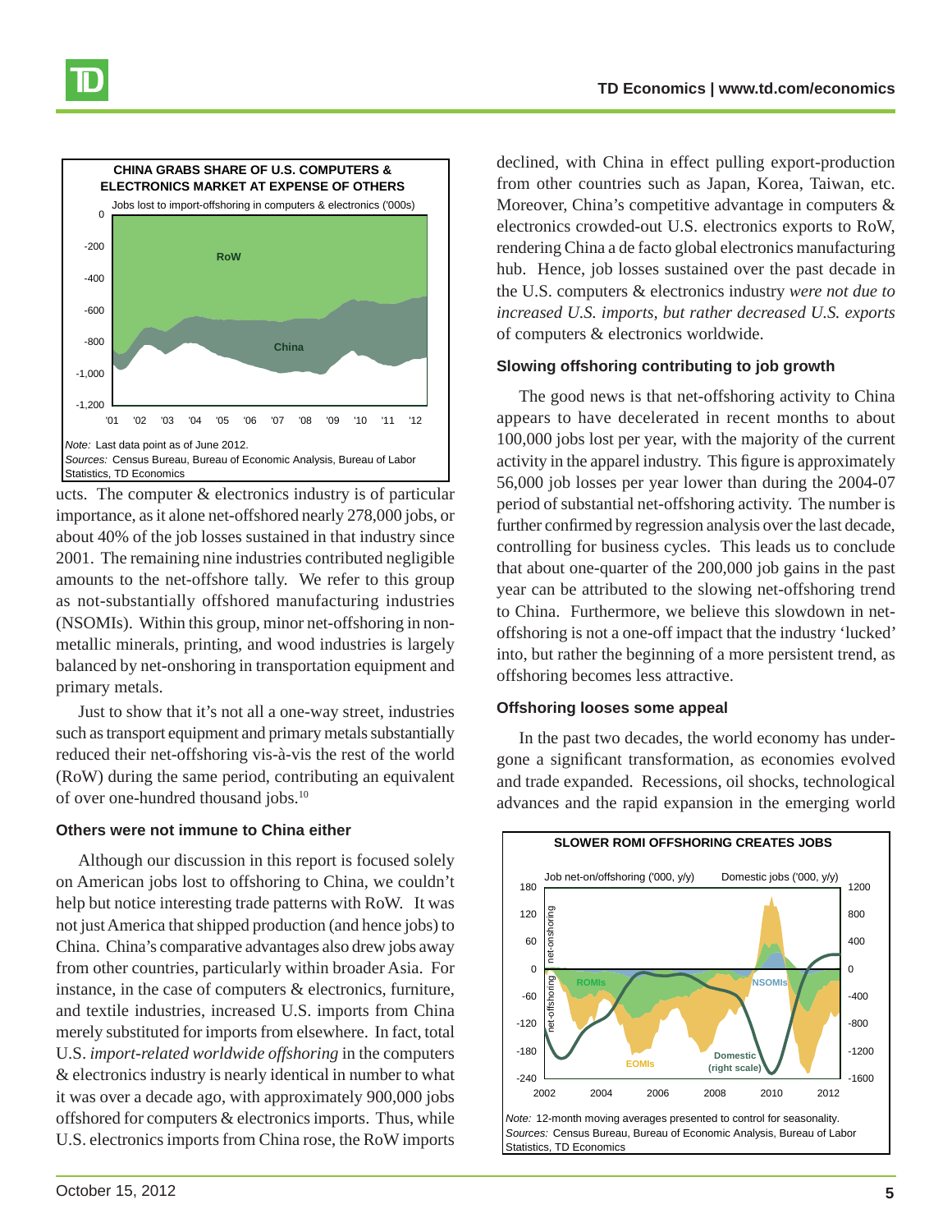**CHINA GRABS SHARE OF U.S. COMPUTERS & ELECTRONICS MARKET AT EXPENSE OF OTHERS**

Jobs lost to import-offshoring in computers & electronics ('000s)

*Note:* Last data point as of June 2012.
*Sources:* Census Bureau, Bureau of Economic Analysis, Bureau of Labor Statistics, TD Economics

ucts. The computer & electronics industry is of particular importance, as it alone net-offshored nearly 278,000 jobs, or about 40% of the job losses sustained in that industry since 2001. The remaining nine industries contributed negligible amounts to the net-offshore tally. We refer to this group as not-substantially offshored manufacturing industries (NSOMIs). Within this group, minor net-offshoring in non-metallic minerals, printing, and wood industries is largely balanced by net-onshoring in transportation equipment and primary metals.

Just to show that it's not all a one-way street, industries such as transport equipment and primary metals substantially reduced their net-offshoring vis-à-vis the rest of the world (RoW) during the same period, contributing an equivalent of over one-hundred thousand jobs.[10]

### Others were not immune to China either

Although our discussion in this report is focused solely on American jobs lost to offshoring to China, we couldn't help but notice interesting trade patterns with RoW. It was not just America that shipped production (and hence jobs) to China. China's comparative advantages also drew jobs away from other countries, particularly within broader Asia. For instance, in the case of computers & electronics, furniture, and textile industries, increased U.S. imports from China merely substituted for imports from elsewhere. In fact, total U.S. *import-related worldwide offshoring* in the computers & electronics industry is nearly identical in number to what it was over a decade ago, with approximately 900,000 jobs offshored for computers & electronics imports. Thus, while U.S. electronics imports from China rose, the RoW imports declined, with China in effect pulling export-production from other countries such as Japan, Korea, Taiwan, etc. Moreover, China's competitive advantage in computers & electronics crowded-out U.S. electronics exports to RoW, rendering China a de facto global electronics manufacturing hub. Hence, job losses sustained over the past decade in the U.S. computers & electronics industry *were not due to increased U.S. imports, but rather decreased U.S. exports* of computers & electronics worldwide.

### Slowing offshoring contributing to job growth

The good news is that net-offshoring activity to China appears to have decelerated in recent months to about 100,000 jobs lost per year, with the majority of the current activity in the apparel industry. This figure is approximately 56,000 job losses per year lower than during the 2004-07 period of substantial net-offshoring activity. The number is further confirmed by regression analysis over the last decade, controlling for business cycles. This leads us to conclude that about one-quarter of the 200,000 job gains in the past year can be attributed to the slowing net-offshoring trend to China. Furthermore, we believe this slowdown in net-offshoring is not a one-off impact that the industry 'lucked' into, but rather the beginning of a more persistent trend, as offshoring becomes less attractive.

### Offshoring looses some appeal

In the past two decades, the world economy has undergone a significant transformation, as economies evolved and trade expanded. Recessions, oil shocks, technological advances and the rapid expansion in the emerging world

**SLOWER ROMI OFFSHORING CREATES JOBS**

Job net-on/offshoring ('000, y/y) — Domestic jobs ('000, y/y)

*Note:* 12-month moving averages presented to control for seasonality.
*Sources:* Census Bureau, Bureau of Economic Analysis, Bureau of Labor Statistics, TD Economics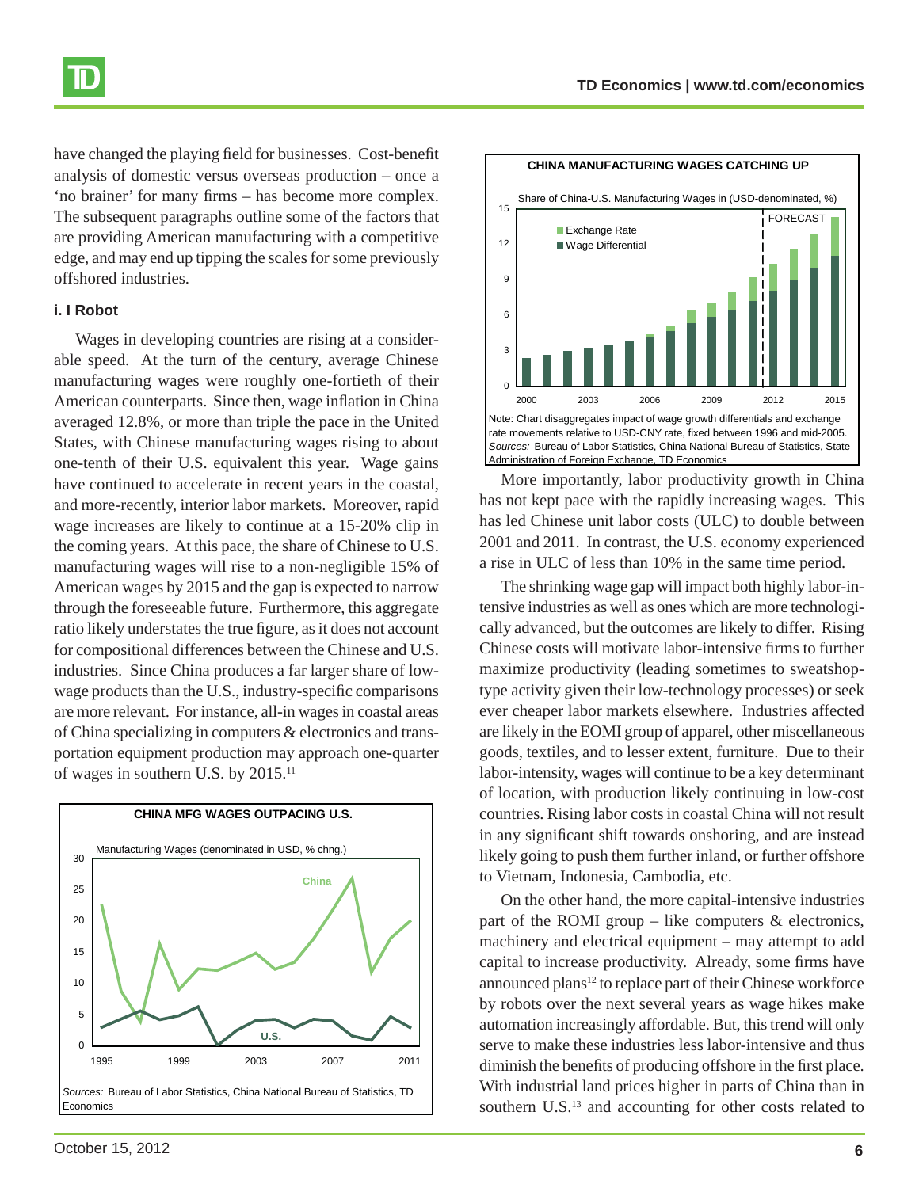have changed the playing field for businesses. Cost-benefit analysis of domestic versus overseas production – once a 'no brainer' for many firms – has become more complex. The subsequent paragraphs outline some of the factors that are providing American manufacturing with a competitive edge, and may end up tipping the scales for some previously offshored industries.

### i. I Robot

Wages in developing countries are rising at a considerable speed. At the turn of the century, average Chinese manufacturing wages were roughly one-fortieth of their American counterparts. Since then, wage inflation in China averaged 12.8%, or more than triple the pace in the United States, with Chinese manufacturing wages rising to about one-tenth of their U.S. equivalent this year. Wage gains have continued to accelerate in recent years in the coastal, and more-recently, interior labor markets. Moreover, rapid wage increases are likely to continue at a 15-20% clip in the coming years. At this pace, the share of Chinese to U.S. manufacturing wages will rise to a non-negligible 15% of American wages by 2015 and the gap is expected to narrow through the foreseeable future. Furthermore, this aggregate ratio likely understates the true figure, as it does not account for compositional differences between the Chinese and U.S. industries. Since China produces a far larger share of low-wage products than the U.S., industry-specific comparisons are more relevant. For instance, all-in wages in coastal areas of China specializing in computers & electronics and transportation equipment production may approach one-quarter of wages in southern U.S. by 2015.[11]

**CHINA MFG WAGES OUTPACING U.S.**

Manufacturing Wages (denominated in USD, % chng.)

*Sources:* Bureau of Labor Statistics, China National Bureau of Statistics, TD Economics

**CHINA MANUFACTURING WAGES CATCHING UP**

Share of China-U.S. Manufacturing Wages in (USD-denominated, %)

Note: Chart disaggregates impact of wage growth differentials and exchange rate movements relative to USD-CNY rate, fixed between 1996 and mid-2005. *Sources:* Bureau of Labor Statistics, China National Bureau of Statistics, State Administration of Foreign Exchange, TD Economics

More importantly, labor productivity growth in China has not kept pace with the rapidly increasing wages. This has led Chinese unit labor costs (ULC) to double between 2001 and 2011. In contrast, the U.S. economy experienced a rise in ULC of less than 10% in the same time period.

The shrinking wage gap will impact both highly labor-intensive industries as well as ones which are more technologically advanced, but the outcomes are likely to differ. Rising Chinese costs will motivate labor-intensive firms to further maximize productivity (leading sometimes to sweatshop-type activity given their low-technology processes) or seek ever cheaper labor markets elsewhere. Industries affected are likely in the EOMI group of apparel, other miscellaneous goods, textiles, and to lesser extent, furniture. Due to their labor-intensity, wages will continue to be a key determinant of location, with production likely continuing in low-cost countries. Rising labor costs in coastal China will not result in any significant shift towards onshoring, and are instead likely going to push them further inland, or further offshore to Vietnam, Indonesia, Cambodia, etc.

On the other hand, the more capital-intensive industries part of the ROMI group – like computers & electronics, machinery and electrical equipment – may attempt to add capital to increase productivity. Already, some firms have announced plans[12] to replace part of their Chinese workforce by robots over the next several years as wage hikes make automation increasingly affordable. But, this trend will only serve to make these industries less labor-intensive and thus diminish the benefits of producing offshore in the first place. With industrial land prices higher in parts of China than in southern U.S.[13] and accounting for other costs related to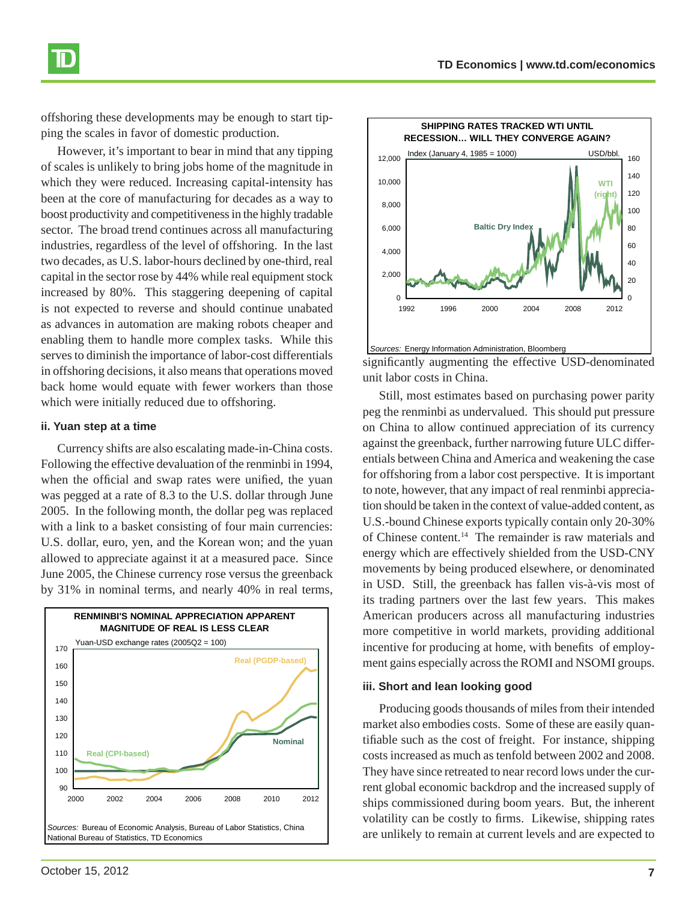offshoring these developments may be enough to start tipping the scales in favor of domestic production.

However, it's important to bear in mind that any tipping of scales is unlikely to bring jobs home of the magnitude in which they were reduced. Increasing capital-intensity has been at the core of manufacturing for decades as a way to boost productivity and competitiveness in the highly tradable sector. The broad trend continues across all manufacturing industries, regardless of the level of offshoring. In the last two decades, as U.S. labor-hours declined by one-third, real capital in the sector rose by 44% while real equipment stock increased by 80%. This staggering deepening of capital is not expected to reverse and should continue unabated as advances in automation are making robots cheaper and enabling them to handle more complex tasks. While this serves to diminish the importance of labor-cost differentials in offshoring decisions, it also means that operations moved back home would equate with fewer workers than those which were initially reduced due to offshoring.

#### ii. Yuan step at a time

Currency shifts are also escalating made-in-China costs. Following the effective devaluation of the renminbi in 1994, when the official and swap rates were unified, the yuan was pegged at a rate of 8.3 to the U.S. dollar through June 2005. In the following month, the dollar peg was replaced with a link to a basket consisting of four main currencies: U.S. dollar, euro, yen, and the Korean won; and the yuan allowed to appreciate against it at a measured pace. Since June 2005, the Chinese currency rose versus the greenback by 31% in nominal terms, and nearly 40% in real terms, significantly augmenting the effective USD-denominated unit labor costs in China.

**RENMINBI'S NOMINAL APPRECIATION APPARENT MAGNITUDE OF REAL IS LESS CLEAR**

Yuan-USD exchange rates (2005Q2 = 100)

*Sources:* Bureau of Economic Analysis, Bureau of Labor Statistics, China National Bureau of Statistics, TD Economics

**SHIPPING RATES TRACKED WTI UNTIL RECESSION... WILL THEY CONVERGE AGAIN?**

Index (January 4, 1985 = 1000) / USD/bbl.

*Sources:* Energy Information Administration, Bloomberg

Still, most estimates based on purchasing power parity peg the renminbi as undervalued. This should put pressure on China to allow continued appreciation of its currency against the greenback, further narrowing future ULC differentials between China and America and weakening the case for offshoring from a labor cost perspective. It is important to note, however, that any impact of real renminbi appreciation should be taken in the context of value-added content, as U.S.-bound Chinese exports typically contain only 20-30% of Chinese content.[14] The remainder is raw materials and energy which are effectively shielded from the USD-CNY movements by being produced elsewhere, or denominated in USD. Still, the greenback has fallen vis-à-vis most of its trading partners over the last few years. This makes American producers across all manufacturing industries more competitive in world markets, providing additional incentive for producing at home, with benefits of employment gains especially across the ROMI and NSOMI groups.

#### iii. Short and lean looking good

Producing goods thousands of miles from their intended market also embodies costs. Some of these are easily quantifiable such as the cost of freight. For instance, shipping costs increased as much as tenfold between 2002 and 2008. They have since retreated to near record lows under the current global economic backdrop and the increased supply of ships commissioned during boom years. But, the inherent volatility can be costly to firms. Likewise, shipping rates are unlikely to remain at current levels and are expected to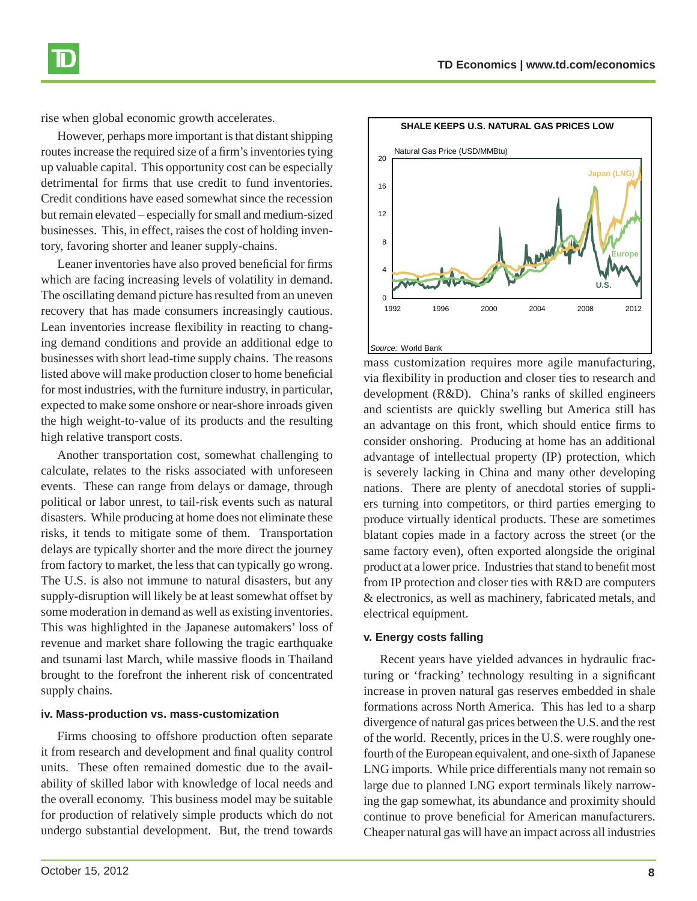rise when global economic growth accelerates.

However, perhaps more important is that distant shipping routes increase the required size of a firm's inventories tying up valuable capital. This opportunity cost can be especially detrimental for firms that use credit to fund inventories. Credit conditions have eased somewhat since the recession but remain elevated – especially for small and medium-sized businesses. This, in effect, raises the cost of holding inventory, favoring shorter and leaner supply-chains.

Leaner inventories have also proved beneficial for firms which are facing increasing levels of volatility in demand. The oscillating demand picture has resulted from an uneven recovery that has made consumers increasingly cautious. Lean inventories increase flexibility in reacting to changing demand conditions and provide an additional edge to businesses with short lead-time supply chains. The reasons listed above will make production closer to home beneficial for most industries, with the furniture industry, in particular, expected to make some onshore or near-shore inroads given the high weight-to-value of its products and the resulting high relative transport costs.

Another transportation cost, somewhat challenging to calculate, relates to the risks associated with unforeseen events. These can range from delays or damage, through political or labor unrest, to tail-risk events such as natural disasters. While producing at home does not eliminate these risks, it tends to mitigate some of them. Transportation delays are typically shorter and the more direct the journey from factory to market, the less that can typically go wrong. The U.S. is also not immune to natural disasters, but any supply-disruption will likely be at least somewhat offset by some moderation in demand as well as existing inventories. This was highlighted in the Japanese automakers' loss of revenue and market share following the tragic earthquake and tsunami last March, while massive floods in Thailand brought to the forefront the inherent risk of concentrated supply chains.

### iv. Mass-production vs. mass-customization

Firms choosing to offshore production often separate it from research and development and final quality control units. These often remained domestic due to the availability of skilled labor with knowledge of local needs and the overall economy. This business model may be suitable for production of relatively simple products which do not undergo substantial development. But, the trend towards mass customization requires more agile manufacturing, via flexibility in production and closer ties to research and development (R&D). China's ranks of skilled engineers and scientists are quickly swelling but America still has an advantage on this front, which should entice firms to consider onshoring. Producing at home has an additional advantage of intellectual property (IP) protection, which is severely lacking in China and many other developing nations. There are plenty of anecdotal stories of suppliers turning into competitors, or third parties emerging to produce virtually identical products. These are sometimes blatant copies made in a factory across the street (or the same factory even), often exported alongside the original product at a lower price. Industries that stand to benefit most from IP protection and closer ties with R&D are computers & electronics, as well as machinery, fabricated metals, and electrical equipment.

**SHALE KEEPS U.S. NATURAL GAS PRICES LOW**

*Source:* World Bank

### v. Energy costs falling

Recent years have yielded advances in hydraulic fracturing or 'fracking' technology resulting in a significant increase in proven natural gas reserves embedded in shale formations across North America. This has led to a sharp divergence of natural gas prices between the U.S. and the rest of the world. Recently, prices in the U.S. were roughly one-fourth of the European equivalent, and one-sixth of Japanese LNG imports. While price differentials many not remain so large due to planned LNG export terminals likely narrowing the gap somewhat, its abundance and proximity should continue to prove beneficial for American manufacturers. Cheaper natural gas will have an impact across all industries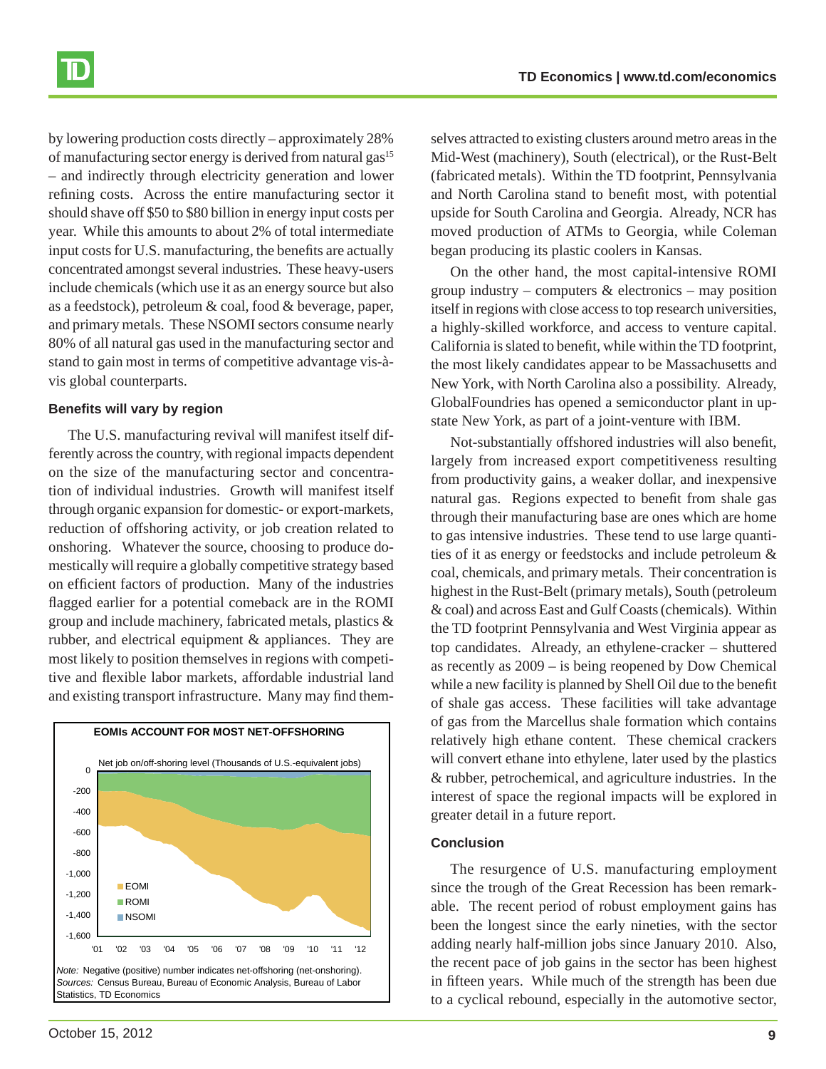by lowering production costs directly – approximately 28% of manufacturing sector energy is derived from natural gas[15] – and indirectly through electricity generation and lower refining costs. Across the entire manufacturing sector it should shave off $50 to $80 billion in energy input costs per year. While this amounts to about 2% of total intermediate input costs for U.S. manufacturing, the benefits are actually concentrated amongst several industries. These heavy-users include chemicals (which use it as an energy source but also as a feedstock), petroleum & coal, food & beverage, paper, and primary metals. These NSOMI sectors consume nearly 80% of all natural gas used in the manufacturing sector and stand to gain most in terms of competitive advantage vis-à-vis global counterparts.

### Benefits will vary by region

The U.S. manufacturing revival will manifest itself differently across the country, with regional impacts dependent on the size of the manufacturing sector and concentration of individual industries. Growth will manifest itself through organic expansion for domestic- or export-markets, reduction of offshoring activity, or job creation related to onshoring. Whatever the source, choosing to produce domestically will require a globally competitive strategy based on efficient factors of production. Many of the industries flagged earlier for a potential comeback are in the ROMI group and include machinery, fabricated metals, plastics & rubber, and electrical equipment & appliances. They are most likely to position themselves in regions with competitive and flexible labor markets, affordable industrial land and existing transport infrastructure. Many may find themselves attracted to existing clusters around metro areas in the Mid-West (machinery), South (electrical), or the Rust-Belt (fabricated metals). Within the TD footprint, Pennsylvania and North Carolina stand to benefit most, with potential upside for South Carolina and Georgia. Already, NCR has moved production of ATMs to Georgia, while Coleman began producing its plastic coolers in Kansas.

**EOMIs ACCOUNT FOR MOST NET-OFFSHORING**

Net job on/off-shoring level (Thousands of U.S.-equivalent jobs)

*Note:* Negative (positive) number indicates net-offshoring (net-onshoring). *Sources:* Census Bureau, Bureau of Economic Analysis, Bureau of Labor Statistics, TD Economics

On the other hand, the most capital-intensive ROMI group industry – computers & electronics – may position itself in regions with close access to top research universities, a highly-skilled workforce, and access to venture capital. California is slated to benefit, while within the TD footprint, the most likely candidates appear to be Massachusetts and New York, with North Carolina also a possibility. Already, GlobalFoundries has opened a semiconductor plant in upstate New York, as part of a joint-venture with IBM.

Not-substantially offshored industries will also benefit, largely from increased export competitiveness resulting from productivity gains, a weaker dollar, and inexpensive natural gas. Regions expected to benefit from shale gas through their manufacturing base are ones which are home to gas intensive industries. These tend to use large quantities of it as energy or feedstocks and include petroleum & coal, chemicals, and primary metals. Their concentration is highest in the Rust-Belt (primary metals), South (petroleum & coal) and across East and Gulf Coasts (chemicals). Within the TD footprint Pennsylvania and West Virginia appear as top candidates. Already, an ethylene-cracker – shuttered as recently as 2009 – is being reopened by Dow Chemical while a new facility is planned by Shell Oil due to the benefit of shale gas access. These facilities will take advantage of gas from the Marcellus shale formation which contains relatively high ethane content. These chemical crackers will convert ethane into ethylene, later used by the plastics & rubber, petrochemical, and agriculture industries. In the interest of space the regional impacts will be explored in greater detail in a future report.

### Conclusion

The resurgence of U.S. manufacturing employment since the trough of the Great Recession has been remarkable. The recent period of robust employment gains has been the longest since the early nineties, with the sector adding nearly half-million jobs since January 2010. Also, the recent pace of job gains in the sector has been highest in fifteen years. While much of the strength has been due to a cyclical rebound, especially in the automotive sector,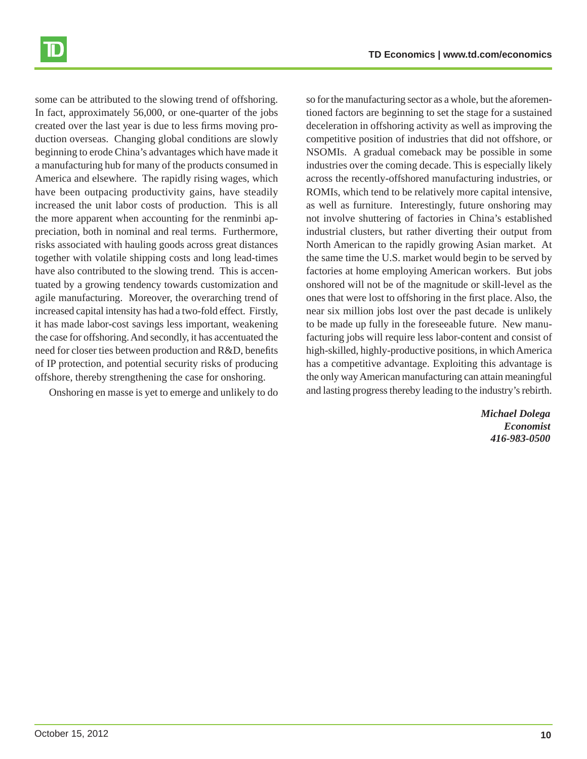some can be attributed to the slowing trend of offshoring. In fact, approximately 56,000, or one-quarter of the jobs created over the last year is due to less firms moving production overseas. Changing global conditions are slowly beginning to erode China's advantages which have made it a manufacturing hub for many of the products consumed in America and elsewhere. The rapidly rising wages, which have been outpacing productivity gains, have steadily increased the unit labor costs of production. This is all the more apparent when accounting for the renminbi appreciation, both in nominal and real terms. Furthermore, risks associated with hauling goods across great distances together with volatile shipping costs and long lead-times have also contributed to the slowing trend. This is accentuated by a growing tendency towards customization and agile manufacturing. Moreover, the overarching trend of increased capital intensity has had a two-fold effect. Firstly, it has made labor-cost savings less important, weakening the case for offshoring. And secondly, it has accentuated the need for closer ties between production and R&D, benefits of IP protection, and potential security risks of producing offshore, thereby strengthening the case for onshoring.

Onshoring en masse is yet to emerge and unlikely to do so for the manufacturing sector as a whole, but the aforementioned factors are beginning to set the stage for a sustained deceleration in offshoring activity as well as improving the competitive position of industries that did not offshore, or NSOMIs. A gradual comeback may be possible in some industries over the coming decade. This is especially likely across the recently-offshored manufacturing industries, or ROMIs, which tend to be relatively more capital intensive, as well as furniture. Interestingly, future onshoring may not involve shuttering of factories in China's established industrial clusters, but rather diverting their output from North American to the rapidly growing Asian market. At the same time the U.S. market would begin to be served by factories at home employing American workers. But jobs onshored will not be of the magnitude or skill-level as the ones that were lost to offshoring in the first place. Also, the near six million jobs lost over the past decade is unlikely to be made up fully in the foreseeable future. New manufacturing jobs will require less labor-content and consist of high-skilled, highly-productive positions, in which America has a competitive advantage. Exploiting this advantage is the only way American manufacturing can attain meaningful and lasting progress thereby leading to the industry's rebirth.

***Michael Dolega***
***Economist***
***416-983-0500***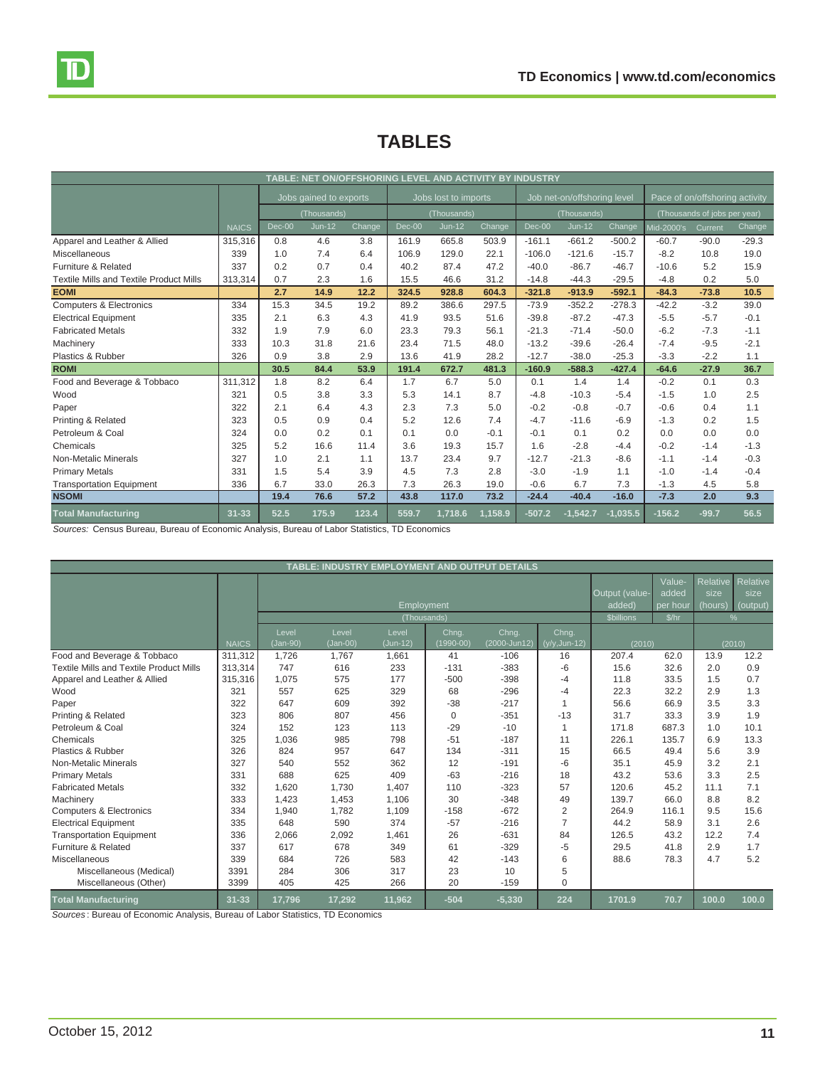# TABLES

| TABLE: NET ON/OFFSHORING LEVEL AND ACTIVITY BY INDUSTRY | | | | | | | | | | | | | |
|---|---|---|---|---|---|---|---|---|---|---|---|---|---|
| | | Jobs gained to exports | | | Jobs lost to imports | | | Job net-on/offshoring level | | | Pace of on/offshoring activity | | |
| | | (Thousands) | | | (Thousands) | | | (Thousands) | | | (Thousands of jobs per year) | | |
| | NAICS | Dec-00 | Jun-12 | Change | Dec-00 | Jun-12 | Change | Dec-00 | Jun-12 | Change | Mid-2000's | Current | Change |
| Apparel and Leather & Allied | 315,316 | 0.8 | 4.6 | 3.8 | 161.9 | 665.8 | 503.9 | -161.1 | -661.2 | -500.2 | -60.7 | -90.0 | -29.3 |
| Miscellaneous | 339 | 1.0 | 7.4 | 6.4 | 106.9 | 129.0 | 22.1 | -106.0 | -121.6 | -15.7 | -8.2 | 10.8 | 19.0 |
| Furniture & Related | 337 | 0.2 | 0.7 | 0.4 | 40.2 | 87.4 | 47.2 | -40.0 | -86.7 | -46.7 | -10.6 | 5.2 | 15.9 |
| Textile Mills and Textile Product Mills | 313,314 | 0.7 | 2.3 | 1.6 | 15.5 | 46.6 | 31.2 | -14.8 | -44.3 | -29.5 | -4.8 | 0.2 | 5.0 |
| **EOMI** | | **2.7** | **14.9** | **12.2** | **324.5** | **928.8** | **604.3** | **-321.8** | **-913.9** | **-592.1** | **-84.3** | **-73.8** | **10.5** |
| Computers & Electronics | 334 | 15.3 | 34.5 | 19.2 | 89.2 | 386.6 | 297.5 | -73.9 | -352.2 | -278.3 | -42.2 | -3.2 | 39.0 |
| Electrical Equipment | 335 | 2.1 | 6.3 | 4.3 | 41.9 | 93.5 | 51.6 | -39.8 | -87.2 | -47.3 | -5.5 | -5.7 | -0.1 |
| Fabricated Metals | 332 | 1.9 | 7.9 | 6.0 | 23.3 | 79.3 | 56.1 | -21.3 | -71.4 | -50.0 | -6.2 | -7.3 | -1.1 |
| Machinery | 333 | 10.3 | 31.8 | 21.6 | 23.4 | 71.5 | 48.0 | -13.2 | -39.6 | -26.4 | -7.4 | -9.5 | -2.1 |
| Plastics & Rubber | 326 | 0.9 | 3.8 | 2.9 | 13.6 | 41.9 | 28.2 | -12.7 | -38.0 | -25.3 | -3.3 | -2.2 | 1.1 |
| **ROMI** | | **30.5** | **84.4** | **53.9** | **191.4** | **672.7** | **481.3** | **-160.9** | **-588.3** | **-427.4** | **-64.6** | **-27.9** | **36.7** |
| Food and Beverage & Tobbaco | 311,312 | 1.8 | 8.2 | 6.4 | 1.7 | 6.7 | 5.0 | 0.1 | 1.4 | 1.4 | -0.2 | 0.1 | 0.3 |
| Wood | 321 | 0.5 | 3.8 | 3.3 | 5.3 | 14.1 | 8.7 | -4.8 | -10.3 | -5.4 | -1.5 | 1.0 | 2.5 |
| Paper | 322 | 2.1 | 6.4 | 4.3 | 2.3 | 7.3 | 5.0 | -0.2 | -0.8 | -0.7 | -0.6 | 0.4 | 1.1 |
| Printing & Related | 323 | 0.5 | 0.9 | 0.4 | 5.2 | 12.6 | 7.4 | -4.7 | -11.6 | -6.9 | -1.3 | 0.2 | 1.5 |
| Petroleum & Coal | 324 | 0.0 | 0.2 | 0.1 | 0.1 | 0.0 | -0.1 | -0.1 | 0.1 | 0.2 | 0.0 | 0.0 | 0.0 |
| Chemicals | 325 | 5.2 | 16.6 | 11.4 | 3.6 | 19.3 | 15.7 | 1.6 | -2.8 | -4.4 | -0.2 | -1.4 | -1.3 |
| Non-Metalic Minerals | 327 | 1.0 | 2.1 | 1.1 | 13.7 | 23.4 | 9.7 | -12.7 | -21.3 | -8.6 | -1.1 | -1.4 | -0.3 |
| Primary Metals | 331 | 1.5 | 5.4 | 3.9 | 4.5 | 7.3 | 2.8 | -3.0 | -1.9 | 1.1 | -1.0 | -1.4 | -0.4 |
| Transportation Equipment | 336 | 6.7 | 33.0 | 26.3 | 7.3 | 26.3 | 19.0 | -0.6 | 6.7 | 7.3 | -1.3 | 4.5 | 5.8 |
| **NSOMI** | | **19.4** | **76.6** | **57.2** | **43.8** | **117.0** | **73.2** | **-24.4** | **-40.4** | **-16.0** | **-7.3** | **2.0** | **9.3** |
| **Total Manufacturing** | **31-33** | **52.5** | **175.9** | **123.4** | **559.7** | **1,718.6** | **1,158.9** | **-507.2** | **-1,542.7** | **-1,035.5** | **-156.2** | **-99.7** | **56.5** |

*Sources:* Census Bureau, Bureau of Economic Analysis, Bureau of Labor Statistics, TD Economics

| TABLE: INDUSTRY EMPLOYMENT AND OUTPUT DETAILS | | | | | | | | | | | |
|---|---|---|---|---|---|---|---|---|---|---|---|
| | | Employment | | | | | | Output (value-added) | Value-added per hour | Relative size (hours) | Relative size (output) |
| | | (Thousands) | | | | | | $billions | $/hr | % | |
| | NAICS | Level (Jan-90) | Level (Jan-00) | Level (Jun-12) | Chng. (1990-00) | Chng. (2000-Jun12) | Chng. (y/y,Jun-12) | (2010) | | (2010) | |
| Food and Beverage & Tobbaco | 311,312 | 1,726 | 1,767 | 1,661 | 41 | -106 | 16 | 207.4 | 62.0 | 13.9 | 12.2 |
| Textile Mills and Textile Product Mills | 313,314 | 747 | 616 | 233 | -131 | -383 | -6 | 15.6 | 32.6 | 2.0 | 0.9 |
| Apparel and Leather & Allied | 315,316 | 1,075 | 575 | 177 | -500 | -398 | -4 | 11.8 | 33.5 | 1.5 | 0.7 |
| Wood | 321 | 557 | 625 | 329 | 68 | -296 | -4 | 22.3 | 32.2 | 2.9 | 1.3 |
| Paper | 322 | 647 | 609 | 392 | -38 | -217 | 1 | 56.6 | 66.9 | 3.5 | 3.3 |
| Printing & Related | 323 | 806 | 807 | 456 | 0 | -351 | -13 | 31.7 | 33.3 | 3.9 | 1.9 |
| Petroleum & Coal | 324 | 152 | 123 | 113 | -29 | -10 | 1 | 171.8 | 687.3 | 1.0 | 10.1 |
| Chemicals | 325 | 1,036 | 985 | 798 | -51 | -187 | 11 | 226.1 | 135.7 | 6.9 | 13.3 |
| Plastics & Rubber | 326 | 824 | 957 | 647 | 134 | -311 | 15 | 66.5 | 49.4 | 5.6 | 3.9 |
| Non-Metalic Minerals | 327 | 540 | 552 | 362 | 12 | -191 | -6 | 35.1 | 45.9 | 3.2 | 2.1 |
| Primary Metals | 331 | 688 | 625 | 409 | -63 | -216 | 18 | 43.2 | 53.6 | 3.3 | 2.5 |
| Fabricated Metals | 332 | 1,620 | 1,730 | 1,407 | 110 | -323 | 57 | 120.6 | 45.2 | 11.1 | 7.1 |
| Machinery | 333 | 1,423 | 1,453 | 1,106 | 30 | -348 | 49 | 139.7 | 66.0 | 8.8 | 8.2 |
| Computers & Electronics | 334 | 1,940 | 1,782 | 1,109 | -158 | -672 | 2 | 264.9 | 116.1 | 9.5 | 15.6 |
| Electrical Equipment | 335 | 648 | 590 | 374 | -57 | -216 | 7 | 44.2 | 58.9 | 3.1 | 2.6 |
| Transportation Equipment | 336 | 2,066 | 2,092 | 1,461 | 26 | -631 | 84 | 126.5 | 43.2 | 12.2 | 7.4 |
| Furniture & Related | 337 | 617 | 678 | 349 | 61 | -329 | -5 | 29.5 | 41.8 | 2.9 | 1.7 |
| Miscellaneous | 339 | 684 | 726 | 583 | 42 | -143 | 6 | 88.6 | 78.3 | 4.7 | 5.2 |
| Miscellaneous (Medical) | 3391 | 284 | 306 | 317 | 23 | 10 | 5 | | | | |
| Miscellaneous (Other) | 3399 | 405 | 425 | 266 | 20 | -159 | 0 | | | | |
| **Total Manufacturing** | **31-33** | **17,796** | **17,292** | **11,962** | **-504** | **-5,330** | **224** | **1701.9** | **70.7** | **100.0** | **100.0** |

*Sources*: Bureau of Economic Analysis, Bureau of Labor Statistics, TD Economics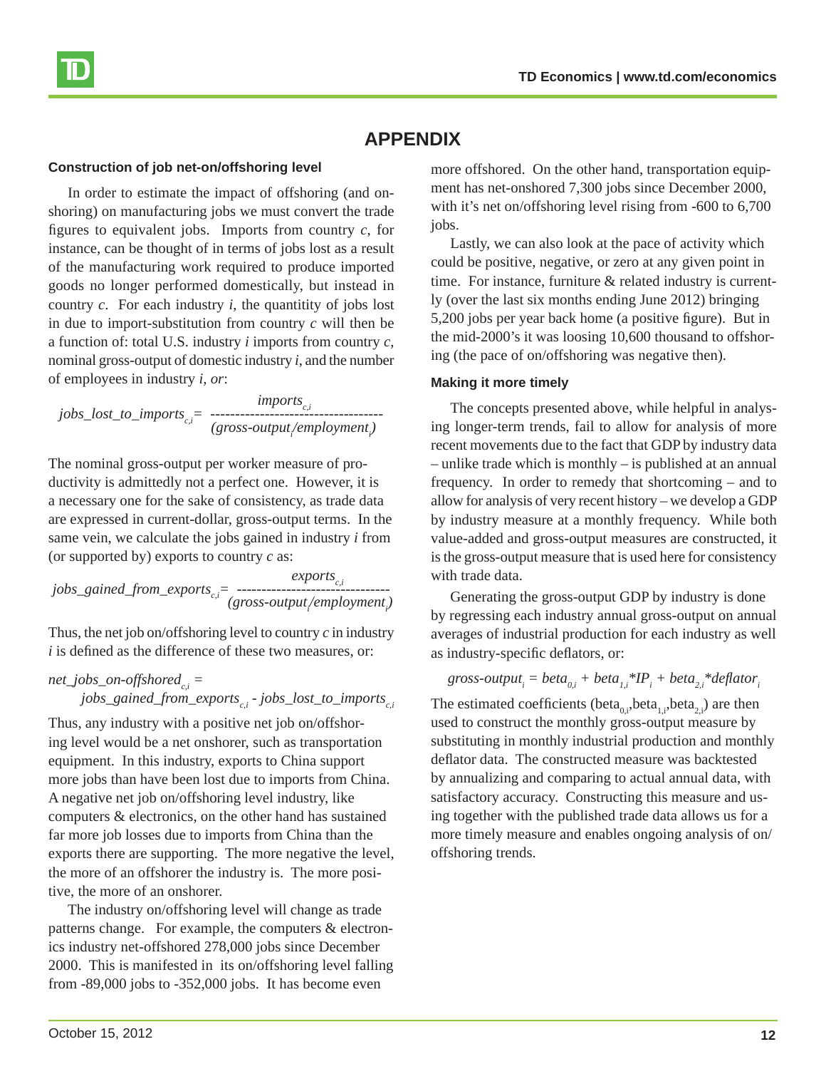# APPENDIX

### Construction of job net-on/offshoring level

In order to estimate the impact of offshoring (and onshoring) on manufacturing jobs we must convert the trade figures to equivalent jobs. Imports from country *c*, for instance, can be thought of in terms of jobs lost as a result of the manufacturing work required to produce imported goods no longer performed domestically, but instead in country *c*. For each industry *i*, the quantity of jobs lost in due to import-substitution from country *c* will then be a function of: total U.S. industry *i* imports from country *c*, nominal gross-output of domestic industry *i*, and the number of employees in industry *i, or*:

$$jobs\_lost\_to\_imports_{c,i} = \frac{imports_{c,i}}{(gross\text{-}output_i / employment_i)}$$

The nominal gross-output per worker measure of productivity is admittedly not a perfect one. However, it is a necessary one for the sake of consistency, as trade data are expressed in current-dollar, gross-output terms. In the same vein, we calculate the jobs gained in industry *i* from (or supported by) exports to country *c* as:

$$jobs\_gained\_from\_exports_{c,i} = \frac{exports_{c,i}}{(gross\text{-}output_i / employment_i)}$$

Thus, the net job on/offshoring level to country *c* in industry *i* is defined as the difference of these two measures, or:

$$net\_jobs\_on\text{-}offshored_{c,i} = jobs\_gained\_from\_exports_{c,i} - jobs\_lost\_to\_imports_{c,i}$$

Thus, any industry with a positive net job on/offshoring level would be a net onshorer, such as transportation equipment. In this industry, exports to China support more jobs than have been lost due to imports from China. A negative net job on/offshoring level industry, like computers & electronics, on the other hand has sustained far more job losses due to imports from China than the exports there are supporting. The more negative the level, the more of an offshorer the industry is. The more positive, the more of an onshorer.

The industry on/offshoring level will change as trade patterns change. For example, the computers & electronics industry net-offshored 278,000 jobs since December 2000. This is manifested in its on/offshoring level falling from -89,000 jobs to -352,000 jobs. It has become even more offshored. On the other hand, transportation equipment has net-onshored 7,300 jobs since December 2000, with it's net on/offshoring level rising from -600 to 6,700 jobs.

Lastly, we can also look at the pace of activity which could be positive, negative, or zero at any given point in time. For instance, furniture & related industry is currently (over the last six months ending June 2012) bringing 5,200 jobs per year back home (a positive figure). But in the mid-2000's it was loosing 10,600 thousand to offshoring (the pace of on/offshoring was negative then).

### Making it more timely

The concepts presented above, while helpful in analysing longer-term trends, fail to allow for analysis of more recent movements due to the fact that GDP by industry data – unlike trade which is monthly – is published at an annual frequency. In order to remedy that shortcoming – and to allow for analysis of very recent history – we develop a GDP by industry measure at a monthly frequency. While both value-added and gross-output measures are constructed, it is the gross-output measure that is used here for consistency with trade data.

Generating the gross-output GDP by industry is done by regressing each industry annual gross-output on annual averages of industrial production for each industry as well as industry-specific deflators, or:

$$gross\text{-}output_i = beta_{0,i} + beta_{1,i} * IP_i + beta_{2,i} * deflator_i$$

The estimated coefficients ($beta_{0,i}$, $beta_{1,i}$, $beta_{2,i}$) are then used to construct the monthly gross-output measure by substituting in monthly industrial production and monthly deflator data. The constructed measure was backtested by annualizing and comparing to actual annual data, with satisfactory accuracy. Constructing this measure and using together with the published trade data allows us for a more timely measure and enables ongoing analysis of on/offshoring trends.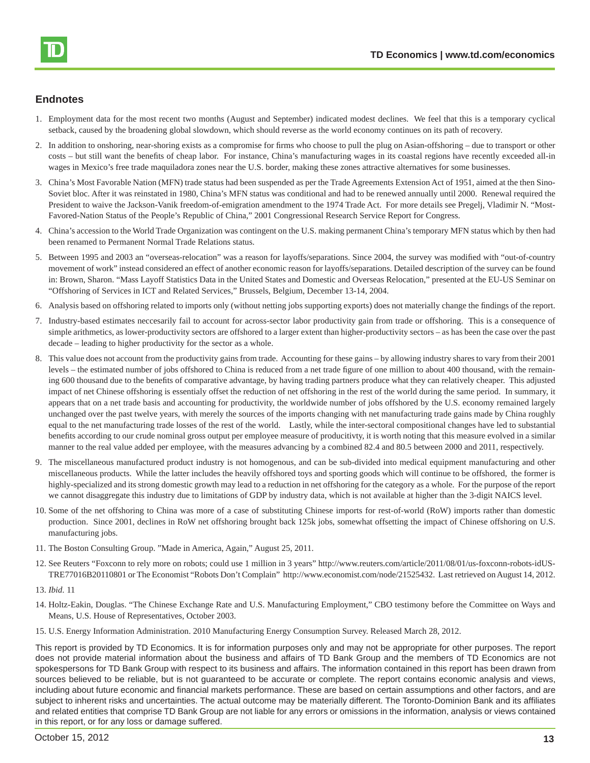## Endnotes

1. Employment data for the most recent two months (August and September) indicated modest declines. We feel that this is a temporary cyclical setback, caused by the broadening global slowdown, which should reverse as the world economy continues on its path of recovery.

2. In addition to onshoring, near-shoring exists as a compromise for firms who choose to pull the plug on Asian-offshoring – due to transport or other costs – but still want the benefits of cheap labor. For instance, China's manufacturing wages in its coastal regions have recently exceeded all-in wages in Mexico's free trade maquiladora zones near the U.S. border, making these zones attractive alternatives for some businesses.

3. China's Most Favorable Nation (MFN) trade status had been suspended as per the Trade Agreements Extension Act of 1951, aimed at the then Sino-Soviet bloc. After it was reinstated in 1980, China's MFN status was conditional and had to be renewed annually until 2000. Renewal required the President to waive the Jackson-Vanik freedom-of-emigration amendment to the 1974 Trade Act. For more details see Pregelj, Vladimir N. "Most-Favored-Nation Status of the People's Republic of China," 2001 Congressional Research Service Report for Congress.

4. China's accession to the World Trade Organization was contingent on the U.S. making permanent China's temporary MFN status which by then had been renamed to Permanent Normal Trade Relations status.

5. Between 1995 and 2003 an "overseas-relocation" was a reason for layoffs/separations. Since 2004, the survey was modified with "out-of-country movement of work" instead considered an effect of another economic reason for layoffs/separations. Detailed description of the survey can be found in: Brown, Sharon. "Mass Layoff Statistics Data in the United States and Domestic and Overseas Relocation," presented at the EU-US Seminar on "Offshoring of Services in ICT and Related Services," Brussels, Belgium, December 13-14, 2004.

6. Analysis based on offshoring related to imports only (without netting jobs supporting exports) does not materially change the findings of the report.

7. Industry-based estimates neccesarily fail to account for across-sector labor productivity gain from trade or offshoring. This is a consequence of simple arithmetics, as lower-productivity sectors are offshored to a larger extent than higher-productivity sectors – as has been the case over the past decade – leading to higher productivity for the sector as a whole.

8. This value does not account from the productivity gains from trade. Accounting for these gains – by allowing industry shares to vary from their 2001 levels – the estimated number of jobs offshored to China is reduced from a net trade figure of one million to about 400 thousand, with the remaining 600 thousand due to the benefits of comparative advantage, by having trading partners produce what they can relatively cheaper. This adjusted impact of net Chinese offshoring is essentialy offset the reduction of net offshoring in the rest of the world during the same period. In summary, it appears that on a net trade basis and accounting for productivity, the worldwide number of jobs offshored by the U.S. economy remained largely unchanged over the past twelve years, with merely the sources of the imports changing with net manufacturing trade gains made by China roughly equal to the net manufacturing trade losses of the rest of the world. Lastly, while the inter-sectoral compositional changes have led to substantial benefits according to our crude nominal gross output per employee measure of producitivty, it is worth noting that this measure evolved in a similar manner to the real value added per employee, with the measures advancing by a combined 82.4 and 80.5 between 2000 and 2011, respectively.

9. The miscellaneous manufactured product industry is not homogenous, and can be sub-divided into medical equipment manufacturing and other miscellaneous products. While the latter includes the heavily offshored toys and sporting goods which will continue to be offshored, the former is highly-specialized and its strong domestic growth may lead to a reduction in net offshoring for the category as a whole. For the purpose of the report we cannot disaggregate this industry due to limitations of GDP by industry data, which is not available at higher than the 3-digit NAICS level.

10. Some of the net offshoring to China was more of a case of substituting Chinese imports for rest-of-world (RoW) imports rather than domestic production. Since 2001, declines in RoW net offshoring brought back 125k jobs, somewhat offsetting the impact of Chinese offshoring on U.S. manufacturing jobs.

11. The Boston Consulting Group. "Made in America, Again," August 25, 2011.

12. See Reuters "Foxconn to rely more on robots; could use 1 million in 3 years" http://www.reuters.com/article/2011/08/01/us-foxconn-robots-idUSTRE77016B20110801 or The Economist "Robots Don't Complain" http://www.economist.com/node/21525432. Last retrieved on August 14, 2012.

13. *Ibid.* 11

14. Holtz-Eakin, Douglas. "The Chinese Exchange Rate and U.S. Manufacturing Employment," CBO testimony before the Committee on Ways and Means, U.S. House of Representatives, October 2003.

15. U.S. Energy Information Administration. 2010 Manufacturing Energy Consumption Survey. Released March 28, 2012.

This report is provided by TD Economics. It is for information purposes only and may not be appropriate for other purposes. The report does not provide material information about the business and affairs of TD Bank Group and the members of TD Economics are not spokespersons for TD Bank Group with respect to its business and affairs. The information contained in this report has been drawn from sources believed to be reliable, but is not guaranteed to be accurate or complete. The report contains economic analysis and views, including about future economic and financial markets performance. These are based on certain assumptions and other factors, and are subject to inherent risks and uncertainties. The actual outcome may be materially different. The Toronto-Dominion Bank and its affiliates and related entities that comprise TD Bank Group are not liable for any errors or omissions in the information, analysis or views contained in this report, or for any loss or damage suffered.